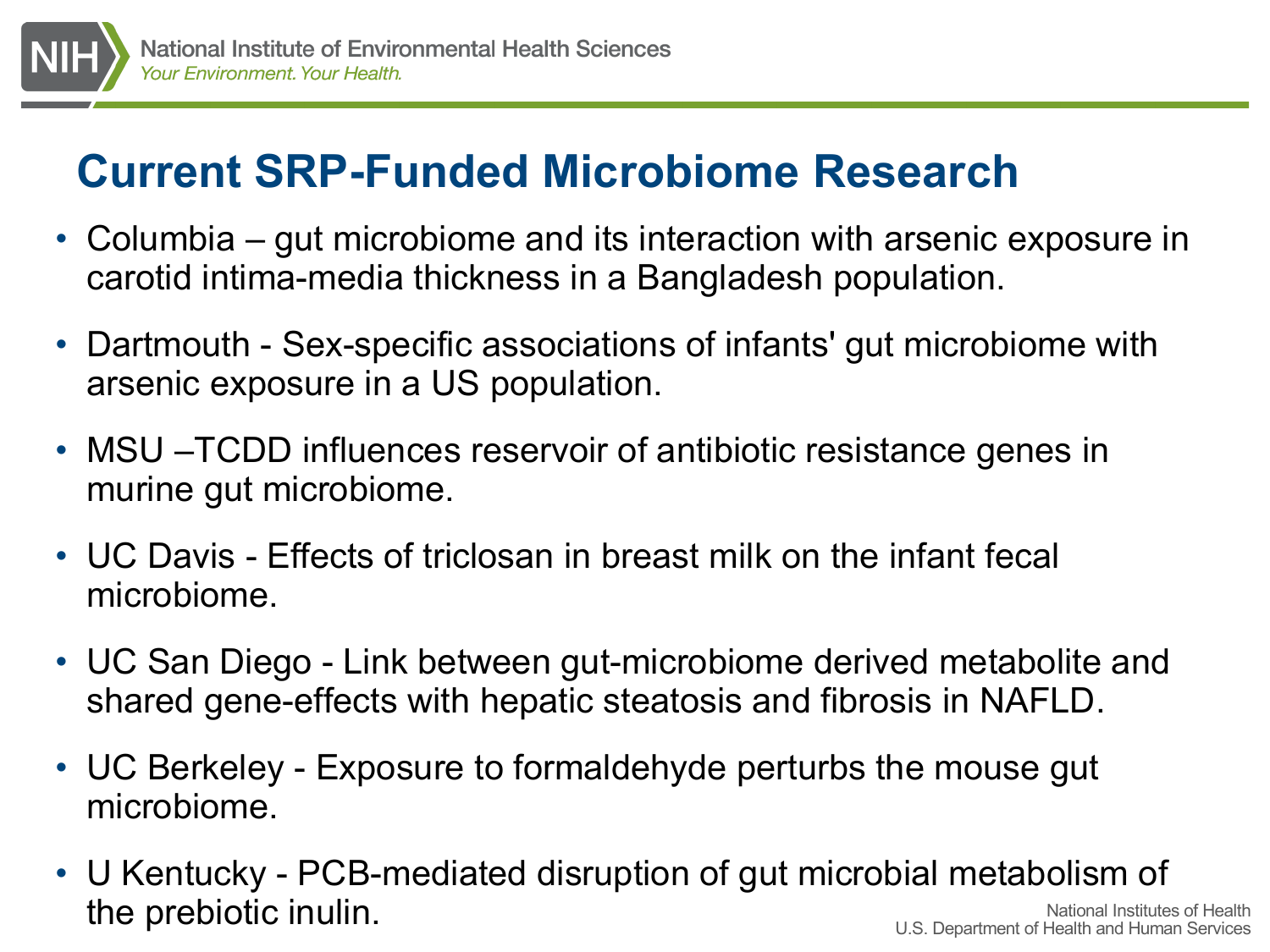# Current SRP-Funded Microbiome Research

- Columbia – gut microbiome and its interaction with arsenic exposure in carotid intima-media thickness in a Bangladesh population.
- Dartmouth - Sex-specific associations of infants' gut microbiome with arsenic exposure in a US population.
- MSU –TCDD influences reservoir of antibiotic resistance genes in murine gut microbiome.
- UC Davis - Effects of triclosan in breast milk on the infant fecal microbiome.
- UC San Diego - Link between gut-microbiome derived metabolite and shared gene-effects with hepatic steatosis and fibrosis in NAFLD.
- UC Berkeley - Exposure to formaldehyde perturbs the mouse gut microbiome.
- U Kentucky - PCB-mediated disruption of gut microbial metabolism of the prebiotic inulin.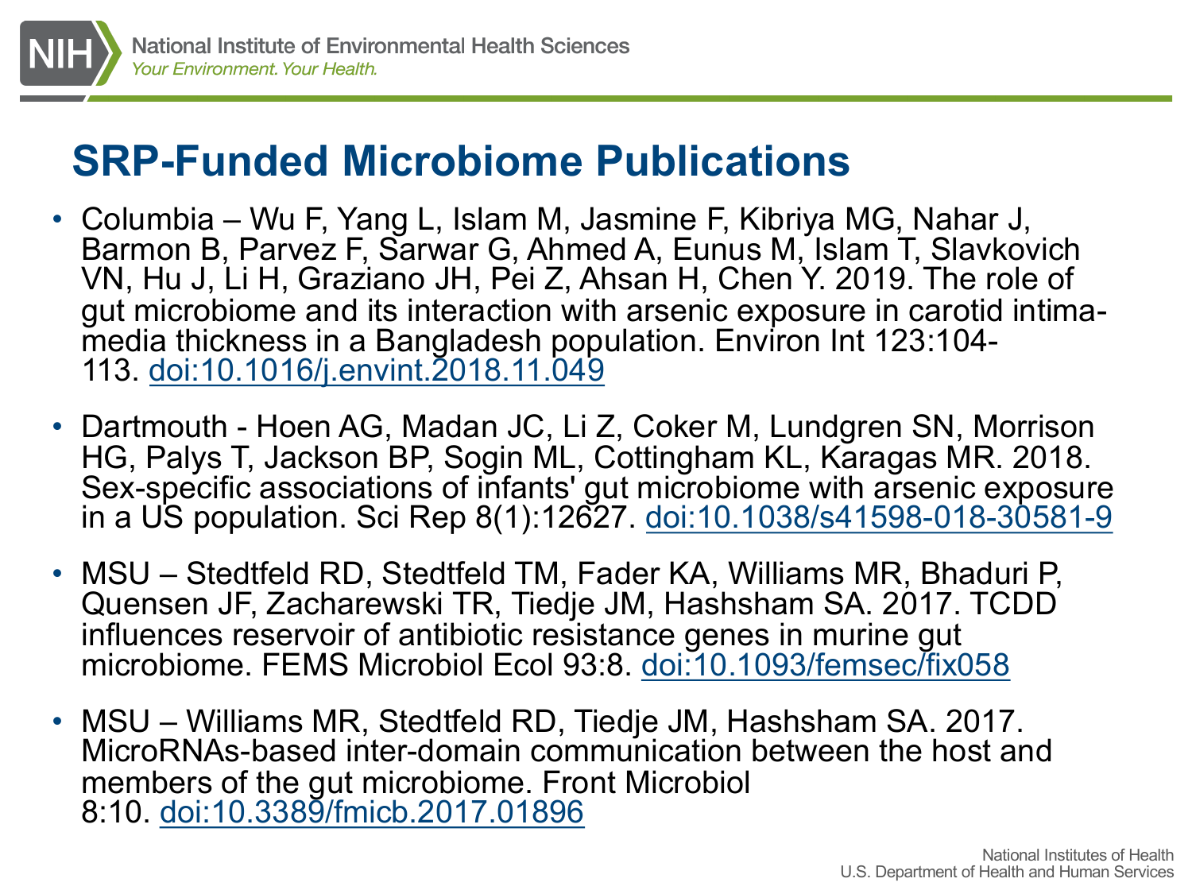# SRP-Funded Microbiome Publications

- Columbia – Wu F, Yang L, Islam M, Jasmine F, Kibriya MG, Nahar J, Barmon B, Parvez F, Sarwar G, Ahmed A, Eunus M, Islam T, Slavkovich VN, Hu J, Li H, Graziano JH, Pei Z, Ahsan H, Chen Y. 2019. The role of gut microbiome and its interaction with arsenic exposure in carotid intima-media thickness in a Bangladesh population. Environ Int 123:104-113. doi:10.1016/j.envint.2018.11.049
- Dartmouth - Hoen AG, Madan JC, Li Z, Coker M, Lundgren SN, Morrison HG, Palys T, Jackson BP, Sogin ML, Cottingham KL, Karagas MR. 2018. Sex-specific associations of infants' gut microbiome with arsenic exposure in a US population. Sci Rep 8(1):12627. doi:10.1038/s41598-018-30581-9
- MSU – Stedtfeld RD, Stedtfeld TM, Fader KA, Williams MR, Bhaduri P, Quensen JF, Zacharewski TR, Tiedje JM, Hashsham SA. 2017. TCDD influences reservoir of antibiotic resistance genes in murine gut microbiome. FEMS Microbiol Ecol 93:8. doi:10.1093/femsec/fix058
- MSU – Williams MR, Stedtfeld RD, Tiedje JM, Hashsham SA. 2017. MicroRNAs-based inter-domain communication between the host and members of the gut microbiome. Front Microbiol 8:10. doi:10.3389/fmicb.2017.01896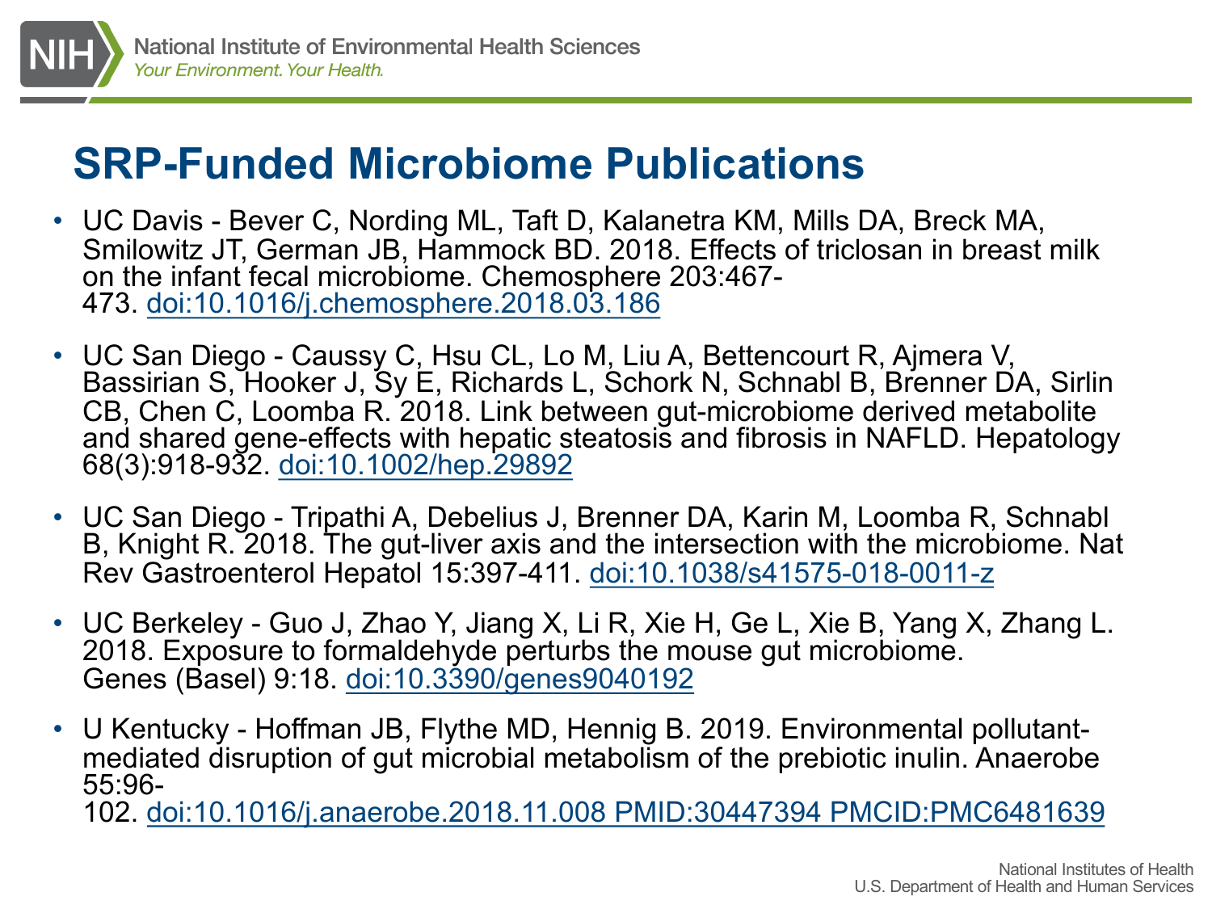# SRP-Funded Microbiome Publications

- UC Davis - Bever C, Nording ML, Taft D, Kalanetra KM, Mills DA, Breck MA, Smilowitz JT, German JB, Hammock BD. 2018. Effects of triclosan in breast milk on the infant fecal microbiome. Chemosphere 203:467-473. doi:10.1016/j.chemosphere.2018.03.186
- UC San Diego - Caussy C, Hsu CL, Lo M, Liu A, Bettencourt R, Ajmera V, Bassirian S, Hooker J, Sy E, Richards L, Schork N, Schnabl B, Brenner DA, Sirlin CB, Chen C, Loomba R. 2018. Link between gut-microbiome derived metabolite and shared gene-effects with hepatic steatosis and fibrosis in NAFLD. Hepatology 68(3):918-932. doi:10.1002/hep.29892
- UC San Diego - Tripathi A, Debelius J, Brenner DA, Karin M, Loomba R, Schnabl B, Knight R. 2018. The gut-liver axis and the intersection with the microbiome. Nat Rev Gastroenterol Hepatol 15:397-411. doi:10.1038/s41575-018-0011-z
- UC Berkeley - Guo J, Zhao Y, Jiang X, Li R, Xie H, Ge L, Xie B, Yang X, Zhang L. 2018. Exposure to formaldehyde perturbs the mouse gut microbiome. Genes (Basel) 9:18. doi:10.3390/genes9040192
- U Kentucky - Hoffman JB, Flythe MD, Hennig B. 2019. Environmental pollutant-mediated disruption of gut microbial metabolism of the prebiotic inulin. Anaerobe 55:96-102. doi:10.1016/j.anaerobe.2018.11.008 PMID:30447394 PMCID:PMC6481639